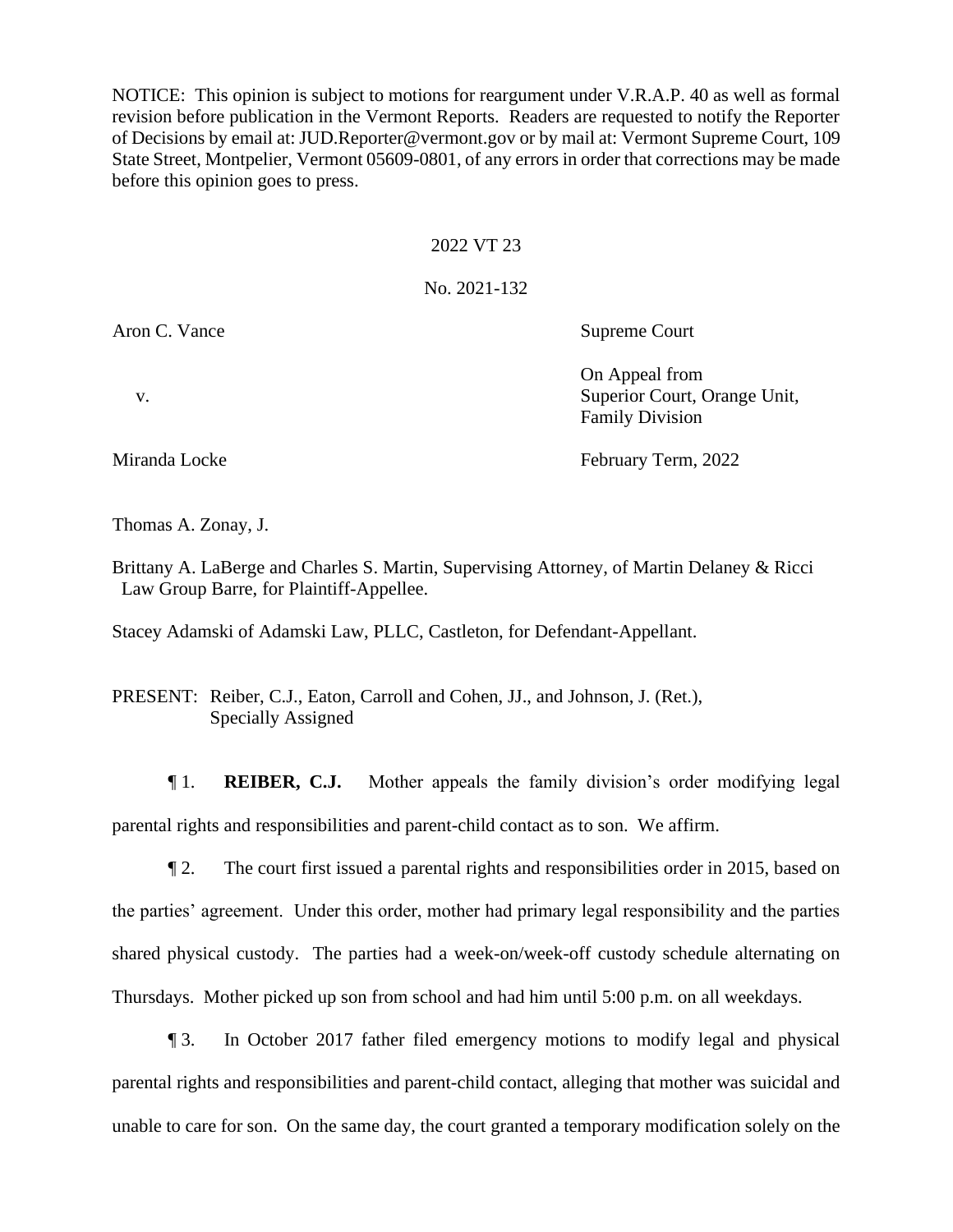NOTICE: This opinion is subject to motions for reargument under V.R.A.P. 40 as well as formal revision before publication in the Vermont Reports. Readers are requested to notify the Reporter of Decisions by email at: JUD.Reporter@vermont.gov or by mail at: Vermont Supreme Court, 109 State Street, Montpelier, Vermont 05609-0801, of any errors in order that corrections may be made before this opinion goes to press.

2022 VT 23

No. 2021-132

| | |
|---|---|
| Aron C. Vance | Supreme Court |
| v. | On Appeal from Superior Court, Orange Unit, Family Division |
| Miranda Locke | February Term, 2022 |

Thomas A. Zonay, J.

Brittany A. LaBerge and Charles S. Martin, Supervising Attorney, of Martin Delaney & Ricci Law Group Barre, for Plaintiff-Appellee.

Stacey Adamski of Adamski Law, PLLC, Castleton, for Defendant-Appellant.

PRESENT: Reiber, C.J., Eaton, Carroll and Cohen, JJ., and Johnson, J. (Ret.), Specially Assigned

¶ 1. **REIBER, C.J.** Mother appeals the family division's order modifying legal parental rights and responsibilities and parent-child contact as to son. We affirm.

¶ 2. The court first issued a parental rights and responsibilities order in 2015, based on the parties' agreement. Under this order, mother had primary legal responsibility and the parties shared physical custody. The parties had a week-on/week-off custody schedule alternating on Thursdays. Mother picked up son from school and had him until 5:00 p.m. on all weekdays.

¶ 3. In October 2017 father filed emergency motions to modify legal and physical parental rights and responsibilities and parent-child contact, alleging that mother was suicidal and unable to care for son. On the same day, the court granted a temporary modification solely on the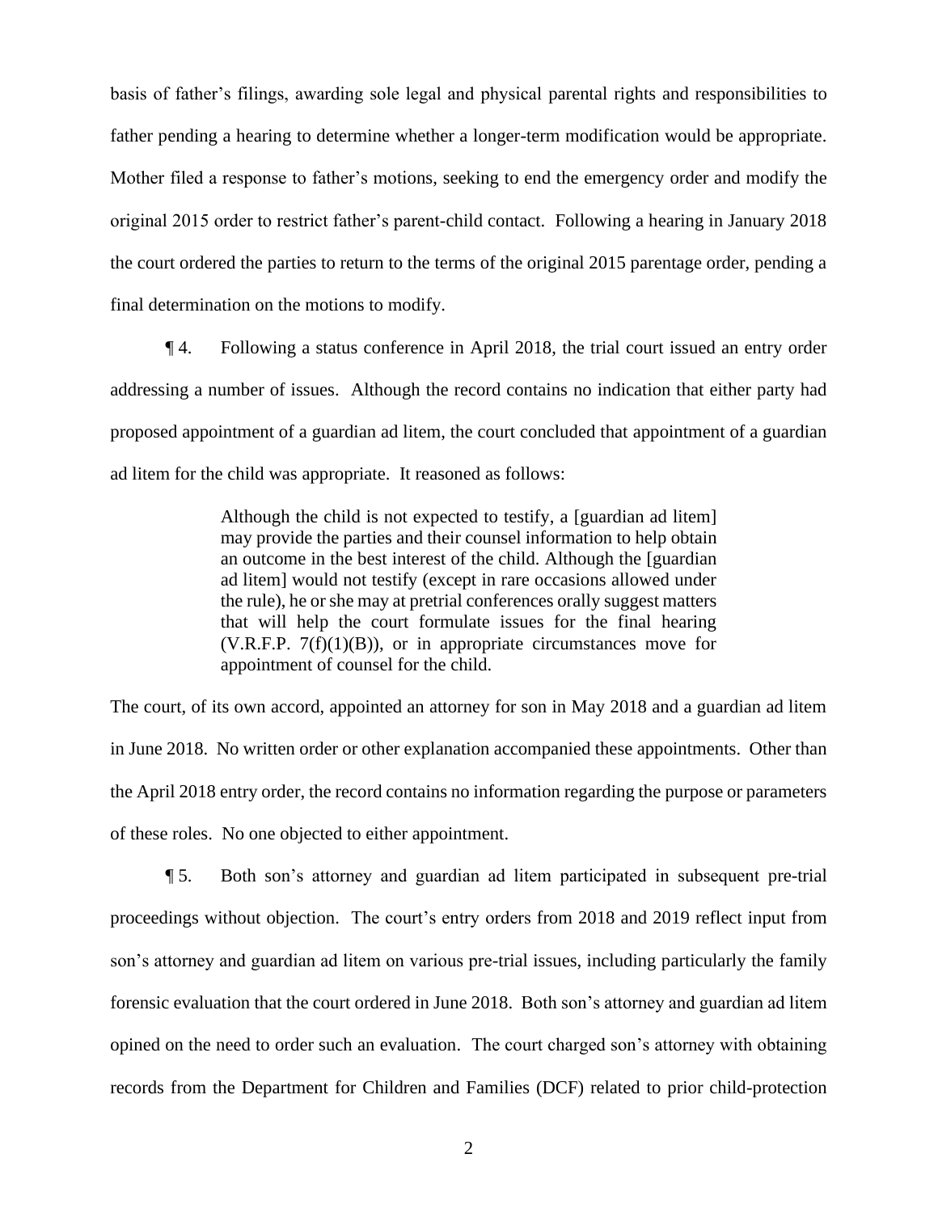basis of father's filings, awarding sole legal and physical parental rights and responsibilities to father pending a hearing to determine whether a longer-term modification would be appropriate. Mother filed a response to father's motions, seeking to end the emergency order and modify the original 2015 order to restrict father's parent-child contact. Following a hearing in January 2018 the court ordered the parties to return to the terms of the original 2015 parentage order, pending a final determination on the motions to modify.

¶ 4. Following a status conference in April 2018, the trial court issued an entry order addressing a number of issues. Although the record contains no indication that either party had proposed appointment of a guardian ad litem, the court concluded that appointment of a guardian ad litem for the child was appropriate. It reasoned as follows:

> Although the child is not expected to testify, a [guardian ad litem] may provide the parties and their counsel information to help obtain an outcome in the best interest of the child. Although the [guardian ad litem] would not testify (except in rare occasions allowed under the rule), he or she may at pretrial conferences orally suggest matters that will help the court formulate issues for the final hearing (V.R.F.P. 7(f)(1)(B)), or in appropriate circumstances move for appointment of counsel for the child.

The court, of its own accord, appointed an attorney for son in May 2018 and a guardian ad litem in June 2018. No written order or other explanation accompanied these appointments. Other than the April 2018 entry order, the record contains no information regarding the purpose or parameters of these roles. No one objected to either appointment.

¶ 5. Both son's attorney and guardian ad litem participated in subsequent pre-trial proceedings without objection. The court's entry orders from 2018 and 2019 reflect input from son's attorney and guardian ad litem on various pre-trial issues, including particularly the family forensic evaluation that the court ordered in June 2018. Both son's attorney and guardian ad litem opined on the need to order such an evaluation. The court charged son's attorney with obtaining records from the Department for Children and Families (DCF) related to prior child-protection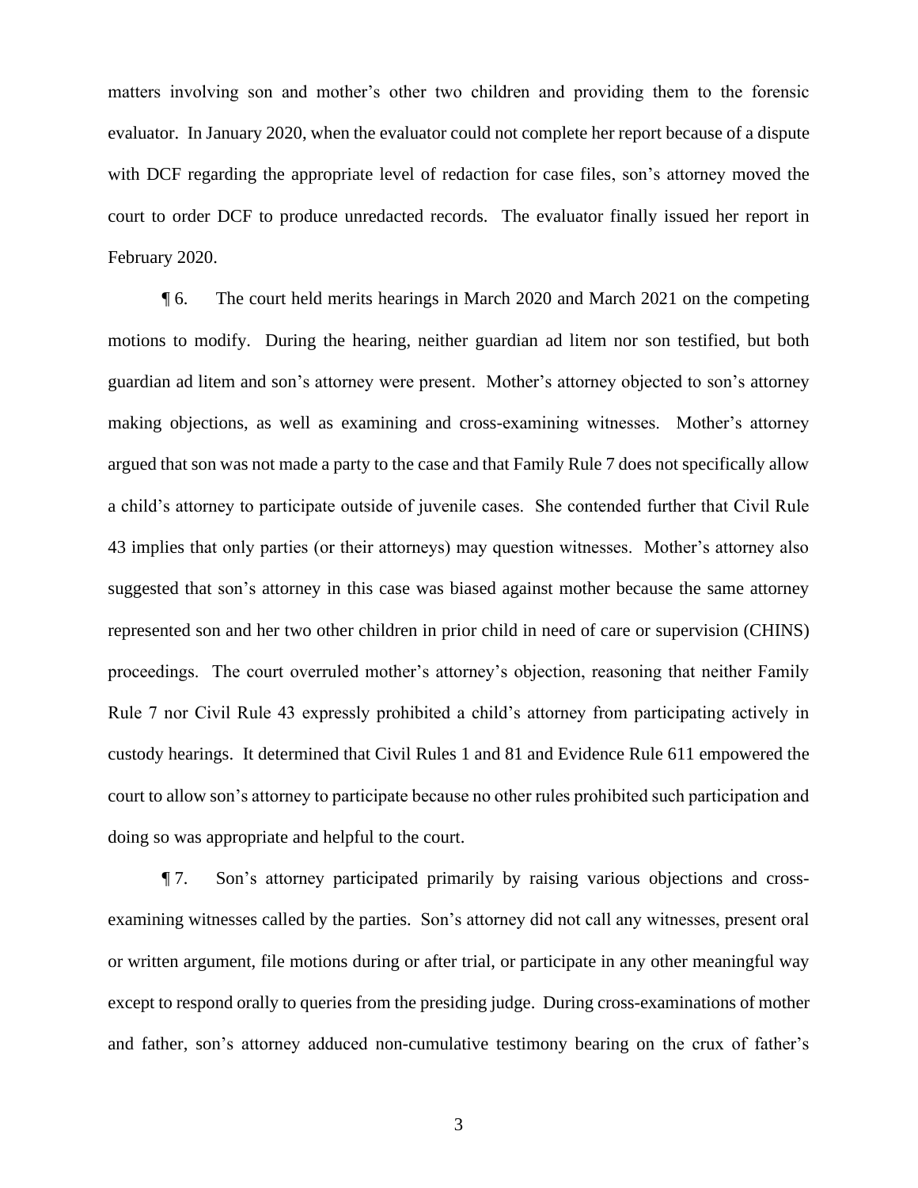matters involving son and mother's other two children and providing them to the forensic evaluator. In January 2020, when the evaluator could not complete her report because of a dispute with DCF regarding the appropriate level of redaction for case files, son's attorney moved the court to order DCF to produce unredacted records. The evaluator finally issued her report in February 2020.

¶ 6. The court held merits hearings in March 2020 and March 2021 on the competing motions to modify. During the hearing, neither guardian ad litem nor son testified, but both guardian ad litem and son's attorney were present. Mother's attorney objected to son's attorney making objections, as well as examining and cross-examining witnesses. Mother's attorney argued that son was not made a party to the case and that Family Rule 7 does not specifically allow a child's attorney to participate outside of juvenile cases. She contended further that Civil Rule 43 implies that only parties (or their attorneys) may question witnesses. Mother's attorney also suggested that son's attorney in this case was biased against mother because the same attorney represented son and her two other children in prior child in need of care or supervision (CHINS) proceedings. The court overruled mother's attorney's objection, reasoning that neither Family Rule 7 nor Civil Rule 43 expressly prohibited a child's attorney from participating actively in custody hearings. It determined that Civil Rules 1 and 81 and Evidence Rule 611 empowered the court to allow son's attorney to participate because no other rules prohibited such participation and doing so was appropriate and helpful to the court.

¶ 7. Son's attorney participated primarily by raising various objections and cross-examining witnesses called by the parties. Son's attorney did not call any witnesses, present oral or written argument, file motions during or after trial, or participate in any other meaningful way except to respond orally to queries from the presiding judge. During cross-examinations of mother and father, son's attorney adduced non-cumulative testimony bearing on the crux of father's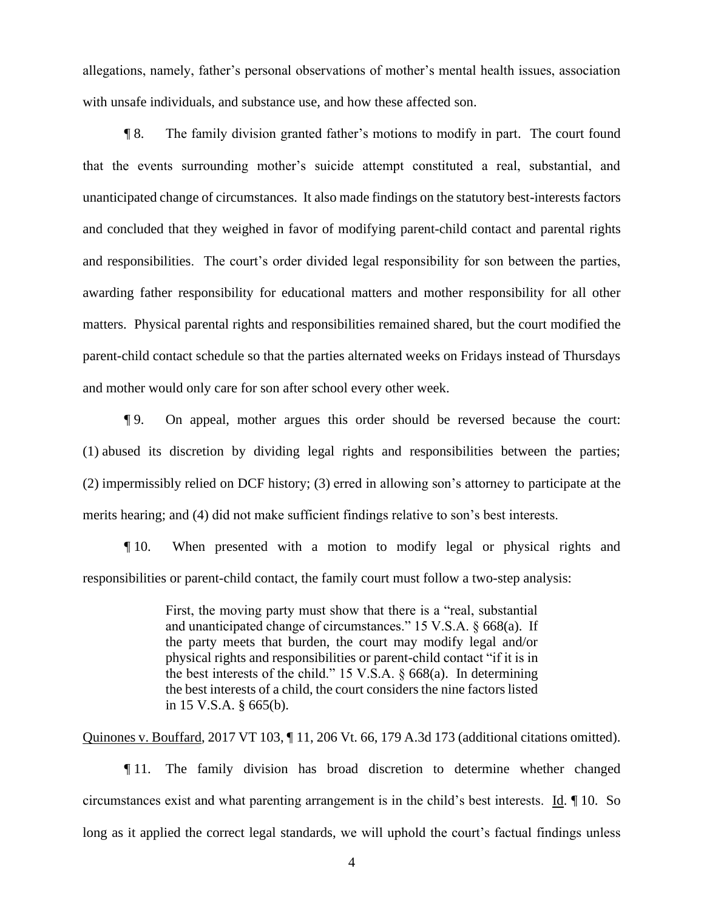allegations, namely, father's personal observations of mother's mental health issues, association with unsafe individuals, and substance use, and how these affected son.

¶ 8. The family division granted father's motions to modify in part. The court found that the events surrounding mother's suicide attempt constituted a real, substantial, and unanticipated change of circumstances. It also made findings on the statutory best-interests factors and concluded that they weighed in favor of modifying parent-child contact and parental rights and responsibilities. The court's order divided legal responsibility for son between the parties, awarding father responsibility for educational matters and mother responsibility for all other matters. Physical parental rights and responsibilities remained shared, but the court modified the parent-child contact schedule so that the parties alternated weeks on Fridays instead of Thursdays and mother would only care for son after school every other week.

¶ 9. On appeal, mother argues this order should be reversed because the court: (1) abused its discretion by dividing legal rights and responsibilities between the parties; (2) impermissibly relied on DCF history; (3) erred in allowing son's attorney to participate at the merits hearing; and (4) did not make sufficient findings relative to son's best interests.

¶ 10. When presented with a motion to modify legal or physical rights and responsibilities or parent-child contact, the family court must follow a two-step analysis:

> First, the moving party must show that there is a "real, substantial and unanticipated change of circumstances." 15 V.S.A. § 668(a). If the party meets that burden, the court may modify legal and/or physical rights and responsibilities or parent-child contact "if it is in the best interests of the child." 15 V.S.A. § 668(a). In determining the best interests of a child, the court considers the nine factors listed in 15 V.S.A. § 665(b).

Quinones v. Bouffard, 2017 VT 103, ¶ 11, 206 Vt. 66, 179 A.3d 173 (additional citations omitted).

¶ 11. The family division has broad discretion to determine whether changed circumstances exist and what parenting arrangement is in the child's best interests. Id. ¶ 10. So long as it applied the correct legal standards, we will uphold the court's factual findings unless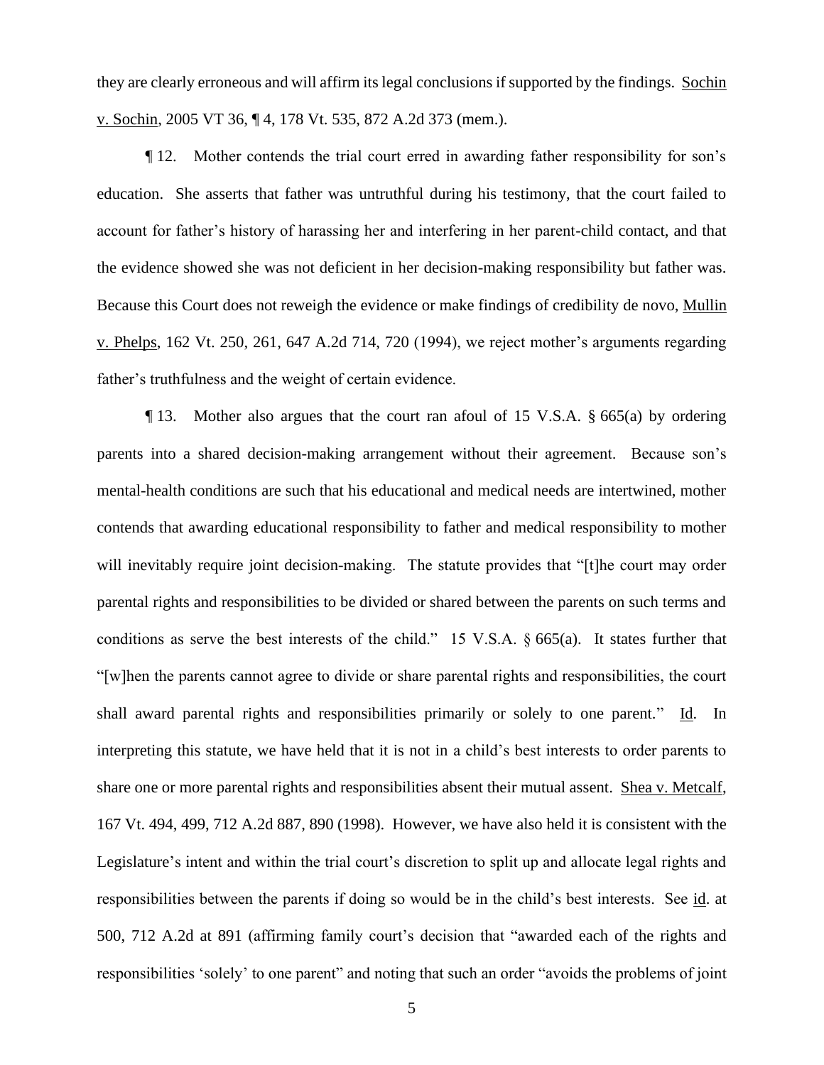they are clearly erroneous and will affirm its legal conclusions if supported by the findings. Sochin v. Sochin, 2005 VT 36, ¶ 4, 178 Vt. 535, 872 A.2d 373 (mem.).

¶ 12. Mother contends the trial court erred in awarding father responsibility for son's education. She asserts that father was untruthful during his testimony, that the court failed to account for father's history of harassing her and interfering in her parent-child contact, and that the evidence showed she was not deficient in her decision-making responsibility but father was. Because this Court does not reweigh the evidence or make findings of credibility de novo, Mullin v. Phelps, 162 Vt. 250, 261, 647 A.2d 714, 720 (1994), we reject mother's arguments regarding father's truthfulness and the weight of certain evidence.

¶ 13. Mother also argues that the court ran afoul of 15 V.S.A. § 665(a) by ordering parents into a shared decision-making arrangement without their agreement. Because son's mental-health conditions are such that his educational and medical needs are intertwined, mother contends that awarding educational responsibility to father and medical responsibility to mother will inevitably require joint decision-making. The statute provides that "[t]he court may order parental rights and responsibilities to be divided or shared between the parents on such terms and conditions as serve the best interests of the child." 15 V.S.A. § 665(a). It states further that "[w]hen the parents cannot agree to divide or share parental rights and responsibilities, the court shall award parental rights and responsibilities primarily or solely to one parent." Id. In interpreting this statute, we have held that it is not in a child's best interests to order parents to share one or more parental rights and responsibilities absent their mutual assent. Shea v. Metcalf, 167 Vt. 494, 499, 712 A.2d 887, 890 (1998). However, we have also held it is consistent with the Legislature's intent and within the trial court's discretion to split up and allocate legal rights and responsibilities between the parents if doing so would be in the child's best interests. See id. at 500, 712 A.2d at 891 (affirming family court's decision that "awarded each of the rights and responsibilities 'solely' to one parent" and noting that such an order "avoids the problems of joint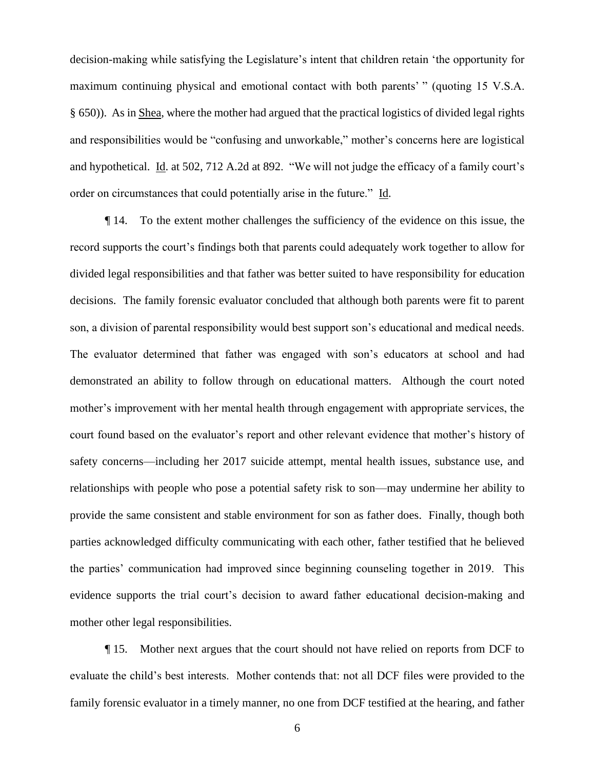decision-making while satisfying the Legislature's intent that children retain 'the opportunity for maximum continuing physical and emotional contact with both parents' " (quoting 15 V.S.A. § 650)). As in Shea, where the mother had argued that the practical logistics of divided legal rights and responsibilities would be "confusing and unworkable," mother's concerns here are logistical and hypothetical. Id. at 502, 712 A.2d at 892. "We will not judge the efficacy of a family court's order on circumstances that could potentially arise in the future." Id.

¶ 14. To the extent mother challenges the sufficiency of the evidence on this issue, the record supports the court's findings both that parents could adequately work together to allow for divided legal responsibilities and that father was better suited to have responsibility for education decisions. The family forensic evaluator concluded that although both parents were fit to parent son, a division of parental responsibility would best support son's educational and medical needs. The evaluator determined that father was engaged with son's educators at school and had demonstrated an ability to follow through on educational matters. Although the court noted mother's improvement with her mental health through engagement with appropriate services, the court found based on the evaluator's report and other relevant evidence that mother's history of safety concerns—including her 2017 suicide attempt, mental health issues, substance use, and relationships with people who pose a potential safety risk to son—may undermine her ability to provide the same consistent and stable environment for son as father does. Finally, though both parties acknowledged difficulty communicating with each other, father testified that he believed the parties' communication had improved since beginning counseling together in 2019. This evidence supports the trial court's decision to award father educational decision-making and mother other legal responsibilities.

¶ 15. Mother next argues that the court should not have relied on reports from DCF to evaluate the child's best interests. Mother contends that: not all DCF files were provided to the family forensic evaluator in a timely manner, no one from DCF testified at the hearing, and father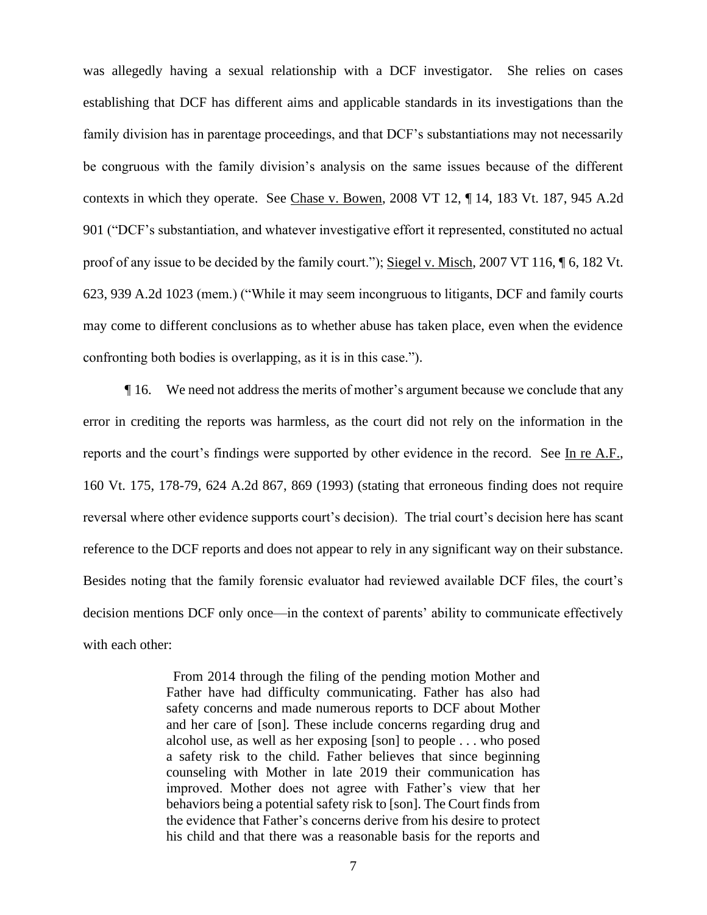was allegedly having a sexual relationship with a DCF investigator. She relies on cases establishing that DCF has different aims and applicable standards in its investigations than the family division has in parentage proceedings, and that DCF's substantiations may not necessarily be congruous with the family division's analysis on the same issues because of the different contexts in which they operate. See Chase v. Bowen, 2008 VT 12, ¶ 14, 183 Vt. 187, 945 A.2d 901 ("DCF's substantiation, and whatever investigative effort it represented, constituted no actual proof of any issue to be decided by the family court."); Siegel v. Misch, 2007 VT 116, ¶ 6, 182 Vt. 623, 939 A.2d 1023 (mem.) ("While it may seem incongruous to litigants, DCF and family courts may come to different conclusions as to whether abuse has taken place, even when the evidence confronting both bodies is overlapping, as it is in this case.").

¶ 16. We need not address the merits of mother's argument because we conclude that any error in crediting the reports was harmless, as the court did not rely on the information in the reports and the court's findings were supported by other evidence in the record. See In re A.F., 160 Vt. 175, 178-79, 624 A.2d 867, 869 (1993) (stating that erroneous finding does not require reversal where other evidence supports court's decision). The trial court's decision here has scant reference to the DCF reports and does not appear to rely in any significant way on their substance. Besides noting that the family forensic evaluator had reviewed available DCF files, the court's decision mentions DCF only once—in the context of parents' ability to communicate effectively with each other:

> From 2014 through the filing of the pending motion Mother and Father have had difficulty communicating. Father has also had safety concerns and made numerous reports to DCF about Mother and her care of [son]. These include concerns regarding drug and alcohol use, as well as her exposing [son] to people . . . who posed a safety risk to the child. Father believes that since beginning counseling with Mother in late 2019 their communication has improved. Mother does not agree with Father's view that her behaviors being a potential safety risk to [son]. The Court finds from the evidence that Father's concerns derive from his desire to protect his child and that there was a reasonable basis for the reports and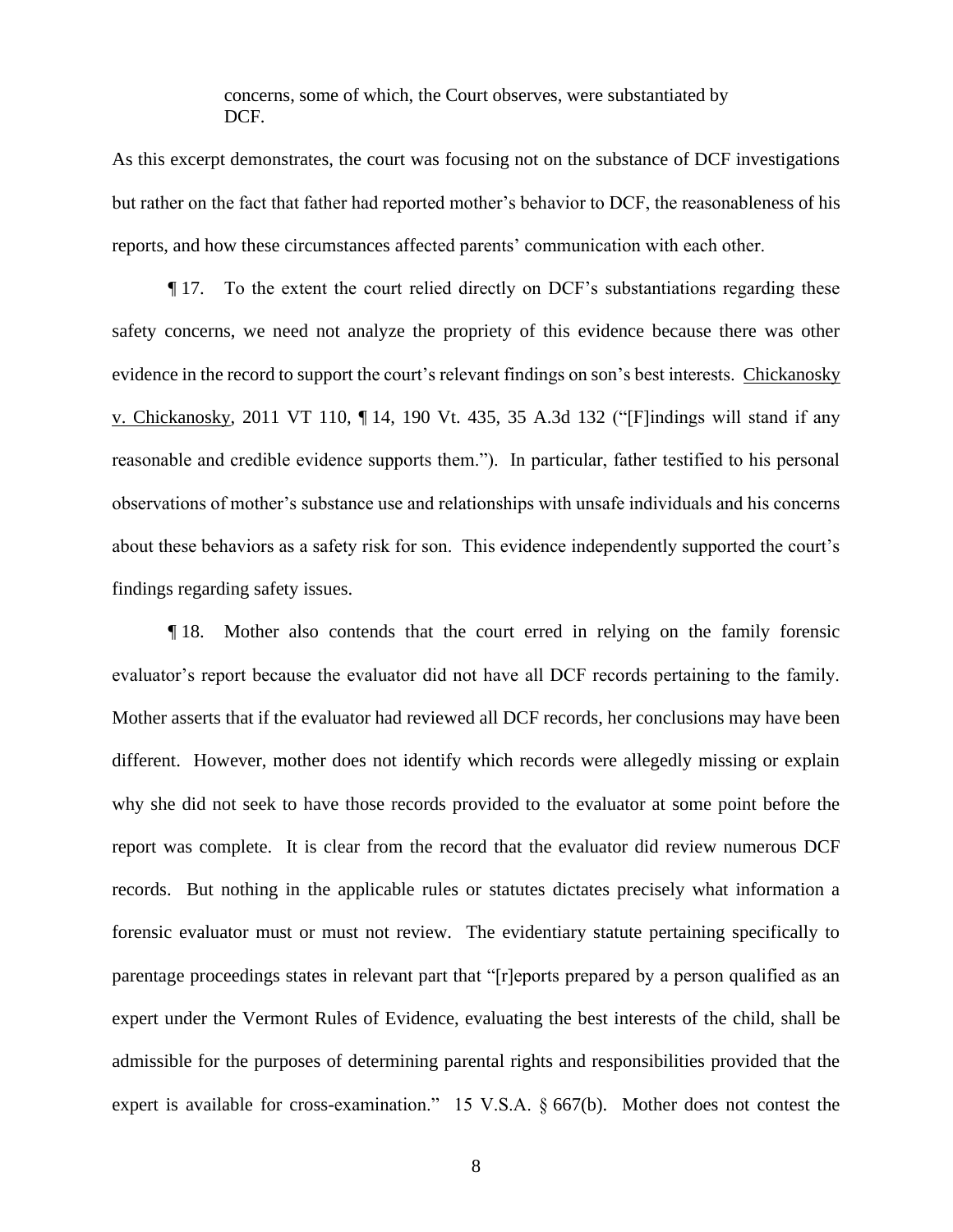> concerns, some of which, the Court observes, were substantiated by DCF.

As this excerpt demonstrates, the court was focusing not on the substance of DCF investigations but rather on the fact that father had reported mother's behavior to DCF, the reasonableness of his reports, and how these circumstances affected parents' communication with each other.

¶ 17. To the extent the court relied directly on DCF's substantiations regarding these safety concerns, we need not analyze the propriety of this evidence because there was other evidence in the record to support the court's relevant findings on son's best interests. Chickanosky v. Chickanosky, 2011 VT 110, ¶ 14, 190 Vt. 435, 35 A.3d 132 ("[F]indings will stand if any reasonable and credible evidence supports them."). In particular, father testified to his personal observations of mother's substance use and relationships with unsafe individuals and his concerns about these behaviors as a safety risk for son. This evidence independently supported the court's findings regarding safety issues.

¶ 18. Mother also contends that the court erred in relying on the family forensic evaluator's report because the evaluator did not have all DCF records pertaining to the family. Mother asserts that if the evaluator had reviewed all DCF records, her conclusions may have been different. However, mother does not identify which records were allegedly missing or explain why she did not seek to have those records provided to the evaluator at some point before the report was complete. It is clear from the record that the evaluator did review numerous DCF records. But nothing in the applicable rules or statutes dictates precisely what information a forensic evaluator must or must not review. The evidentiary statute pertaining specifically to parentage proceedings states in relevant part that "[r]eports prepared by a person qualified as an expert under the Vermont Rules of Evidence, evaluating the best interests of the child, shall be admissible for the purposes of determining parental rights and responsibilities provided that the expert is available for cross-examination." 15 V.S.A. § 667(b). Mother does not contest the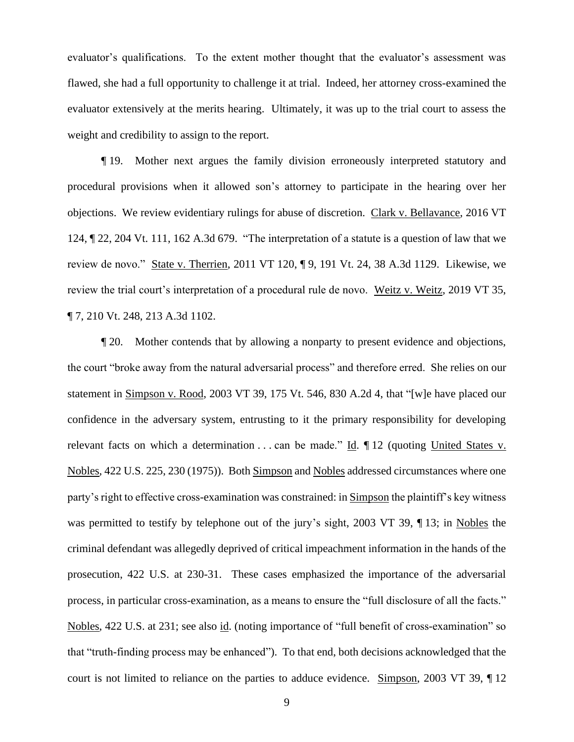evaluator's qualifications. To the extent mother thought that the evaluator's assessment was flawed, she had a full opportunity to challenge it at trial. Indeed, her attorney cross-examined the evaluator extensively at the merits hearing. Ultimately, it was up to the trial court to assess the weight and credibility to assign to the report.

¶ 19. Mother next argues the family division erroneously interpreted statutory and procedural provisions when it allowed son's attorney to participate in the hearing over her objections. We review evidentiary rulings for abuse of discretion. Clark v. Bellavance, 2016 VT 124, ¶ 22, 204 Vt. 111, 162 A.3d 679. "The interpretation of a statute is a question of law that we review de novo." State v. Therrien, 2011 VT 120, ¶ 9, 191 Vt. 24, 38 A.3d 1129. Likewise, we review the trial court's interpretation of a procedural rule de novo. Weitz v. Weitz, 2019 VT 35, ¶ 7, 210 Vt. 248, 213 A.3d 1102.

¶ 20. Mother contends that by allowing a nonparty to present evidence and objections, the court "broke away from the natural adversarial process" and therefore erred. She relies on our statement in Simpson v. Rood, 2003 VT 39, 175 Vt. 546, 830 A.2d 4, that "[w]e have placed our confidence in the adversary system, entrusting to it the primary responsibility for developing relevant facts on which a determination . . . can be made." Id. ¶ 12 (quoting United States v. Nobles, 422 U.S. 225, 230 (1975)). Both Simpson and Nobles addressed circumstances where one party's right to effective cross-examination was constrained: in Simpson the plaintiff's key witness was permitted to testify by telephone out of the jury's sight, 2003 VT 39, ¶ 13; in Nobles the criminal defendant was allegedly deprived of critical impeachment information in the hands of the prosecution, 422 U.S. at 230-31. These cases emphasized the importance of the adversarial process, in particular cross-examination, as a means to ensure the "full disclosure of all the facts." Nobles, 422 U.S. at 231; see also id. (noting importance of "full benefit of cross-examination" so that "truth-finding process may be enhanced"). To that end, both decisions acknowledged that the court is not limited to reliance on the parties to adduce evidence. Simpson, 2003 VT 39, ¶ 12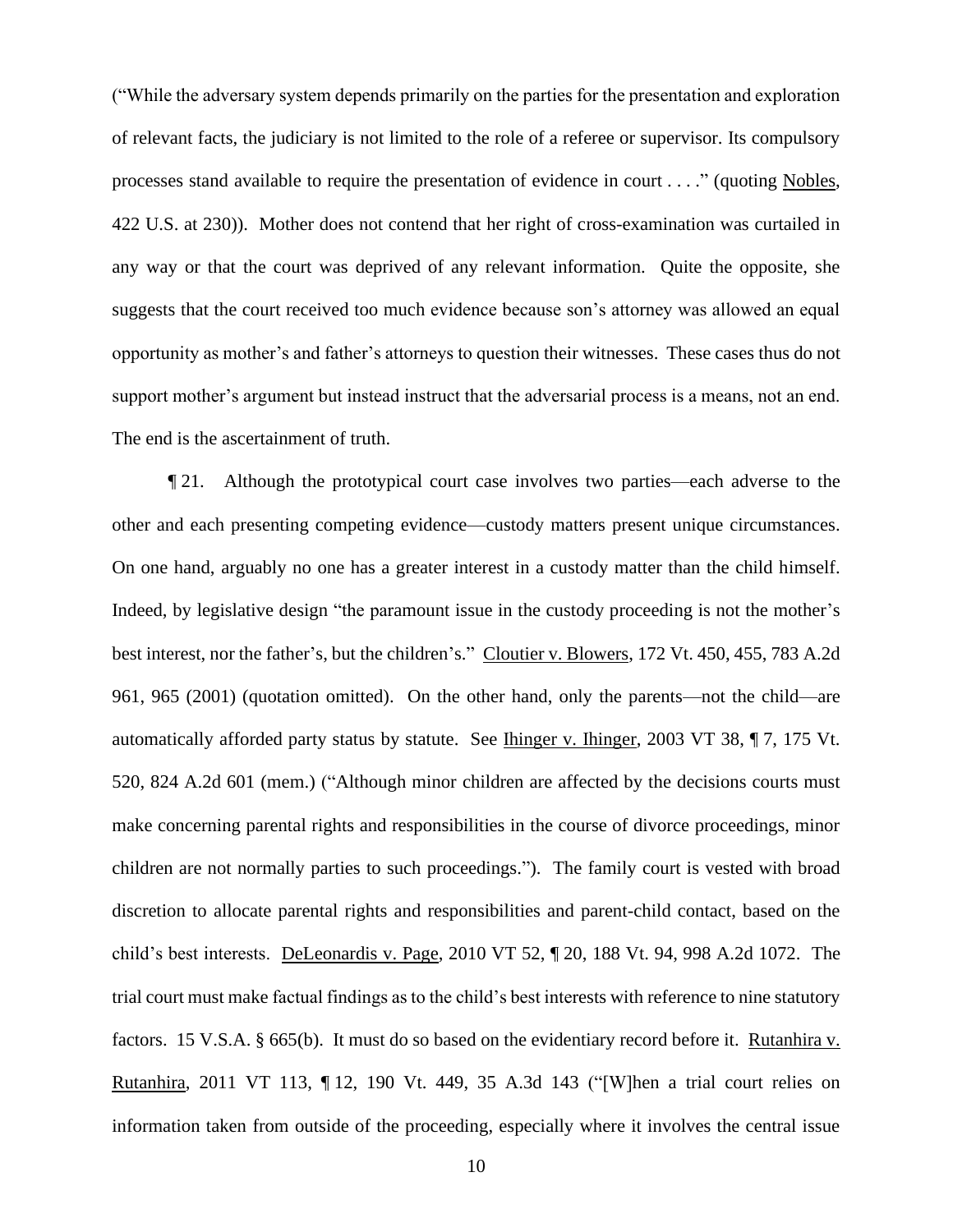("While the adversary system depends primarily on the parties for the presentation and exploration of relevant facts, the judiciary is not limited to the role of a referee or supervisor. Its compulsory processes stand available to require the presentation of evidence in court . . . ." (quoting Nobles, 422 U.S. at 230)). Mother does not contend that her right of cross-examination was curtailed in any way or that the court was deprived of any relevant information. Quite the opposite, she suggests that the court received too much evidence because son's attorney was allowed an equal opportunity as mother's and father's attorneys to question their witnesses. These cases thus do not support mother's argument but instead instruct that the adversarial process is a means, not an end. The end is the ascertainment of truth.

¶ 21. Although the prototypical court case involves two parties—each adverse to the other and each presenting competing evidence—custody matters present unique circumstances. On one hand, arguably no one has a greater interest in a custody matter than the child himself. Indeed, by legislative design "the paramount issue in the custody proceeding is not the mother's best interest, nor the father's, but the children's." Cloutier v. Blowers, 172 Vt. 450, 455, 783 A.2d 961, 965 (2001) (quotation omitted). On the other hand, only the parents—not the child—are automatically afforded party status by statute. See Ihinger v. Ihinger, 2003 VT 38, ¶ 7, 175 Vt. 520, 824 A.2d 601 (mem.) ("Although minor children are affected by the decisions courts must make concerning parental rights and responsibilities in the course of divorce proceedings, minor children are not normally parties to such proceedings."). The family court is vested with broad discretion to allocate parental rights and responsibilities and parent-child contact, based on the child's best interests. DeLeonardis v. Page, 2010 VT 52, ¶ 20, 188 Vt. 94, 998 A.2d 1072. The trial court must make factual findings as to the child's best interests with reference to nine statutory factors. 15 V.S.A. § 665(b). It must do so based on the evidentiary record before it. Rutanhira v. Rutanhira, 2011 VT 113, ¶ 12, 190 Vt. 449, 35 A.3d 143 ("[W]hen a trial court relies on information taken from outside of the proceeding, especially where it involves the central issue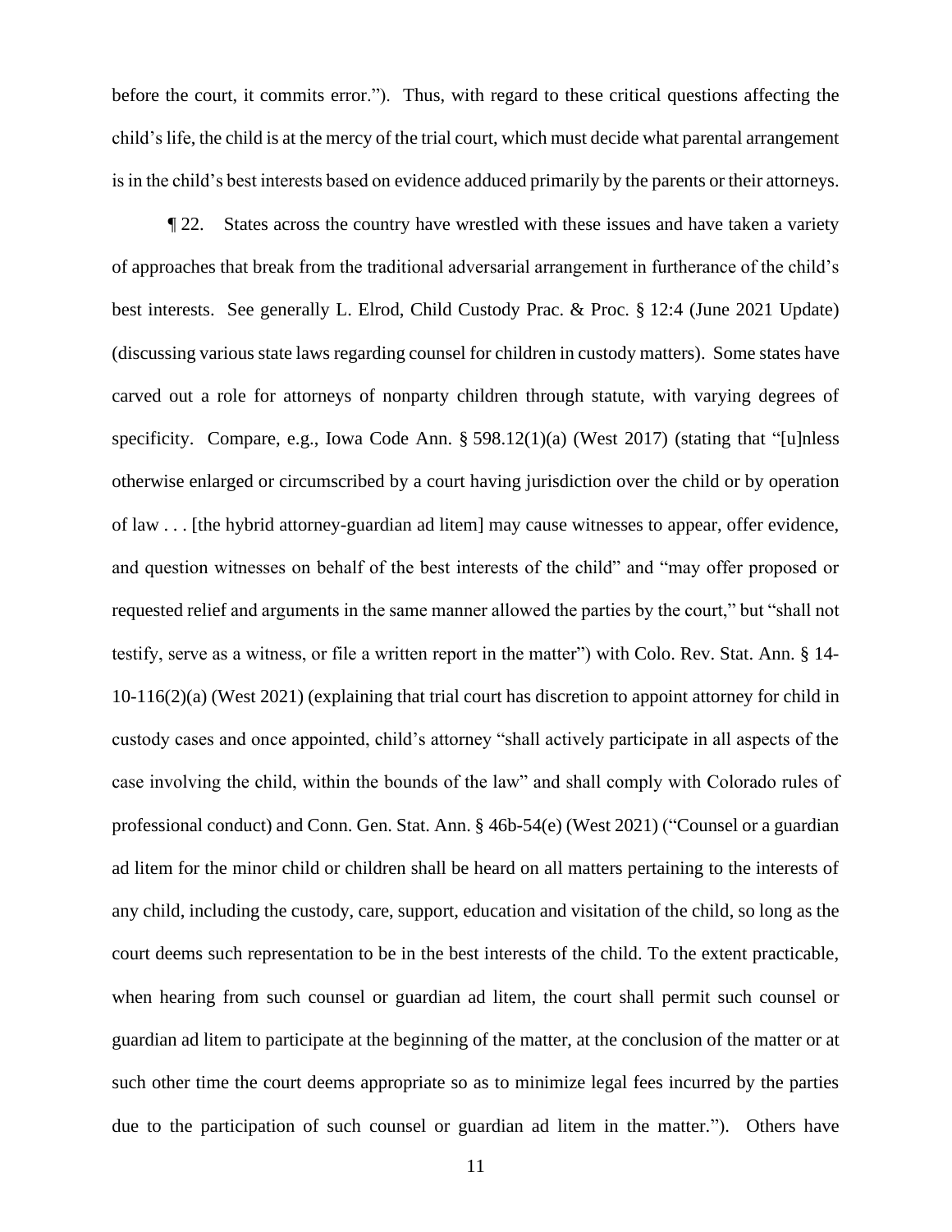before the court, it commits error."). Thus, with regard to these critical questions affecting the child's life, the child is at the mercy of the trial court, which must decide what parental arrangement is in the child's best interests based on evidence adduced primarily by the parents or their attorneys.

¶ 22. States across the country have wrestled with these issues and have taken a variety of approaches that break from the traditional adversarial arrangement in furtherance of the child's best interests. See generally L. Elrod, Child Custody Prac. & Proc. § 12:4 (June 2021 Update) (discussing various state laws regarding counsel for children in custody matters). Some states have carved out a role for attorneys of nonparty children through statute, with varying degrees of specificity. Compare, e.g., Iowa Code Ann. § 598.12(1)(a) (West 2017) (stating that "[u]nless otherwise enlarged or circumscribed by a court having jurisdiction over the child or by operation of law . . . [the hybrid attorney-guardian ad litem] may cause witnesses to appear, offer evidence, and question witnesses on behalf of the best interests of the child" and "may offer proposed or requested relief and arguments in the same manner allowed the parties by the court," but "shall not testify, serve as a witness, or file a written report in the matter") with Colo. Rev. Stat. Ann. § 14-10-116(2)(a) (West 2021) (explaining that trial court has discretion to appoint attorney for child in custody cases and once appointed, child's attorney "shall actively participate in all aspects of the case involving the child, within the bounds of the law" and shall comply with Colorado rules of professional conduct) and Conn. Gen. Stat. Ann. § 46b-54(e) (West 2021) ("Counsel or a guardian ad litem for the minor child or children shall be heard on all matters pertaining to the interests of any child, including the custody, care, support, education and visitation of the child, so long as the court deems such representation to be in the best interests of the child. To the extent practicable, when hearing from such counsel or guardian ad litem, the court shall permit such counsel or guardian ad litem to participate at the beginning of the matter, at the conclusion of the matter or at such other time the court deems appropriate so as to minimize legal fees incurred by the parties due to the participation of such counsel or guardian ad litem in the matter."). Others have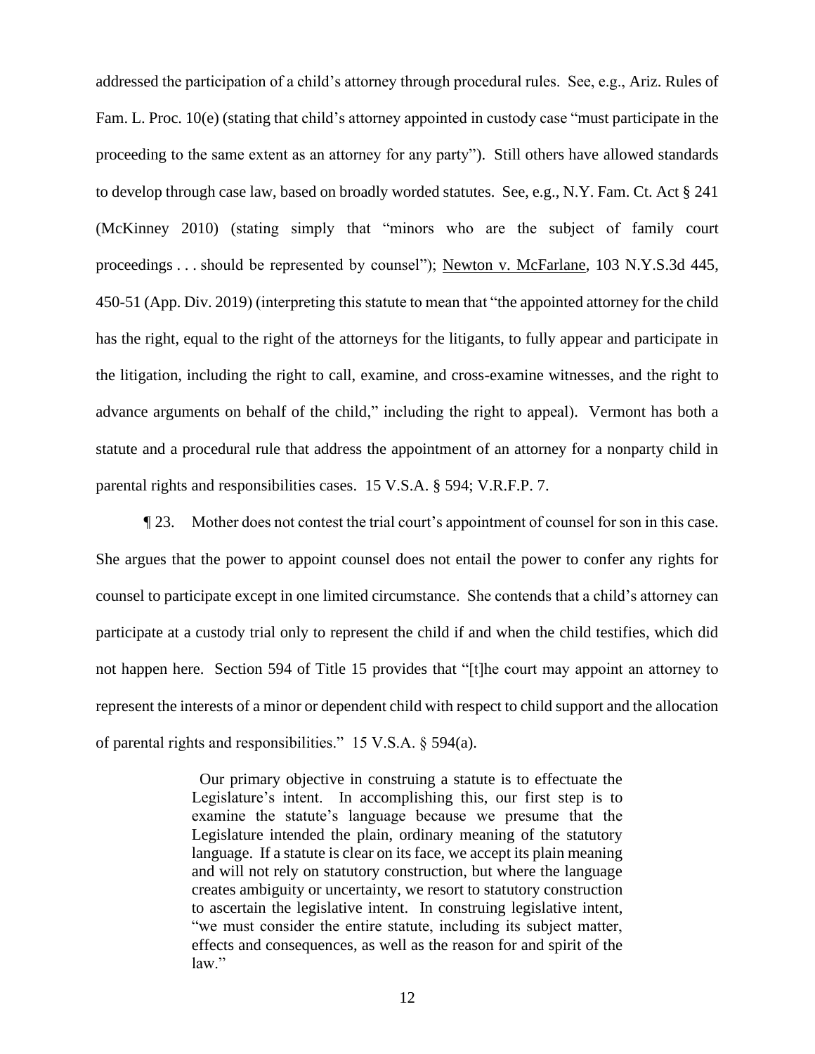addressed the participation of a child's attorney through procedural rules. See, e.g., Ariz. Rules of Fam. L. Proc. 10(e) (stating that child's attorney appointed in custody case "must participate in the proceeding to the same extent as an attorney for any party"). Still others have allowed standards to develop through case law, based on broadly worded statutes. See, e.g., N.Y. Fam. Ct. Act § 241 (McKinney 2010) (stating simply that "minors who are the subject of family court proceedings . . . should be represented by counsel"); Newton v. McFarlane, 103 N.Y.S.3d 445, 450-51 (App. Div. 2019) (interpreting this statute to mean that "the appointed attorney for the child has the right, equal to the right of the attorneys for the litigants, to fully appear and participate in the litigation, including the right to call, examine, and cross-examine witnesses, and the right to advance arguments on behalf of the child," including the right to appeal). Vermont has both a statute and a procedural rule that address the appointment of an attorney for a nonparty child in parental rights and responsibilities cases. 15 V.S.A. § 594; V.R.F.P. 7.

¶ 23. Mother does not contest the trial court's appointment of counsel for son in this case. She argues that the power to appoint counsel does not entail the power to confer any rights for counsel to participate except in one limited circumstance. She contends that a child's attorney can participate at a custody trial only to represent the child if and when the child testifies, which did not happen here. Section 594 of Title 15 provides that "[t]he court may appoint an attorney to represent the interests of a minor or dependent child with respect to child support and the allocation of parental rights and responsibilities." 15 V.S.A. § 594(a).

> Our primary objective in construing a statute is to effectuate the Legislature's intent. In accomplishing this, our first step is to examine the statute's language because we presume that the Legislature intended the plain, ordinary meaning of the statutory language. If a statute is clear on its face, we accept its plain meaning and will not rely on statutory construction, but where the language creates ambiguity or uncertainty, we resort to statutory construction to ascertain the legislative intent. In construing legislative intent, "we must consider the entire statute, including its subject matter, effects and consequences, as well as the reason for and spirit of the law."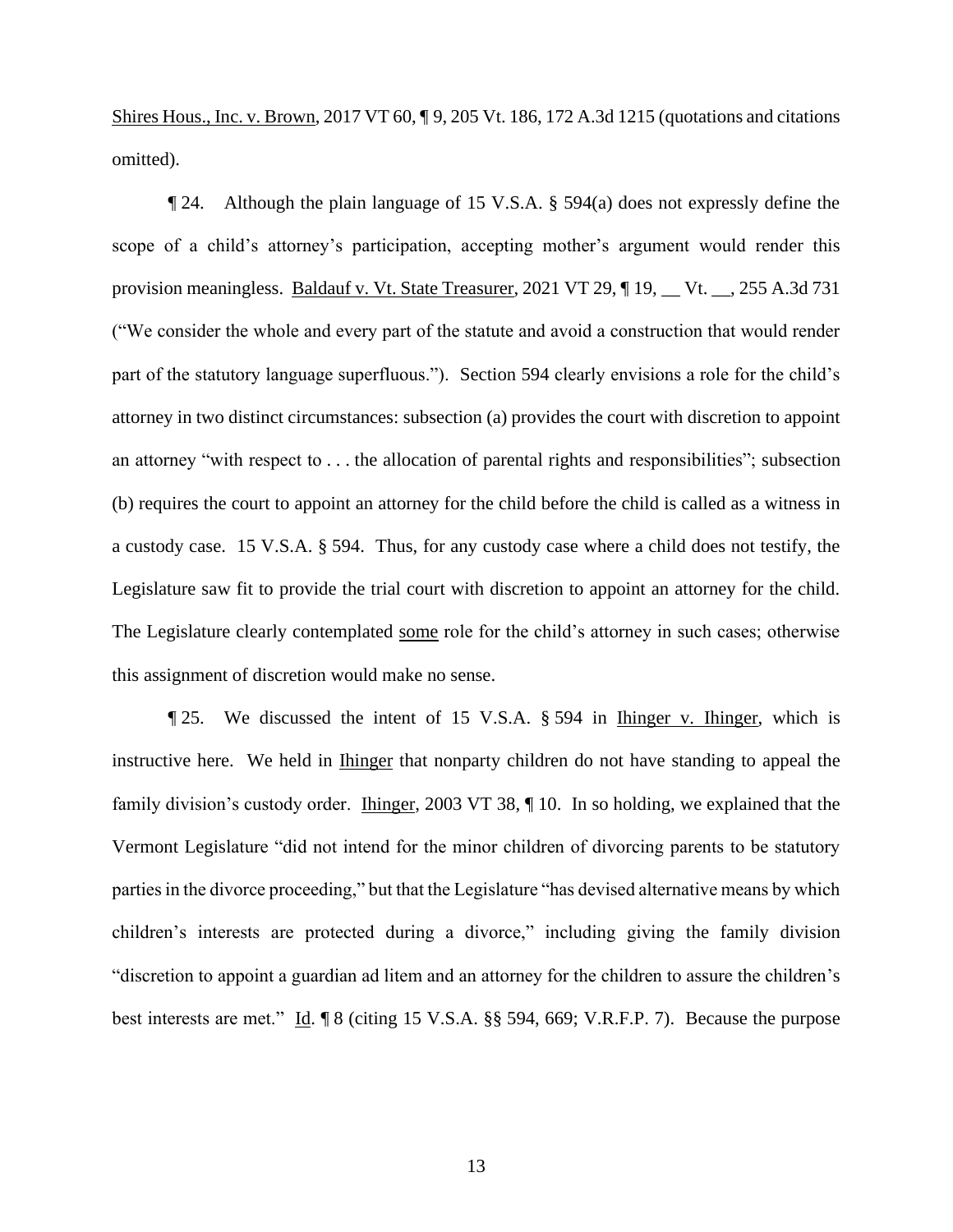Shires Hous., Inc. v. Brown, 2017 VT 60, ¶ 9, 205 Vt. 186, 172 A.3d 1215 (quotations and citations omitted).

¶ 24. Although the plain language of 15 V.S.A. § 594(a) does not expressly define the scope of a child's attorney's participation, accepting mother's argument would render this provision meaningless. Baldauf v. Vt. State Treasurer, 2021 VT 29, ¶ 19, __ Vt. __, 255 A.3d 731 ("We consider the whole and every part of the statute and avoid a construction that would render part of the statutory language superfluous."). Section 594 clearly envisions a role for the child's attorney in two distinct circumstances: subsection (a) provides the court with discretion to appoint an attorney "with respect to . . . the allocation of parental rights and responsibilities"; subsection (b) requires the court to appoint an attorney for the child before the child is called as a witness in a custody case. 15 V.S.A. § 594. Thus, for any custody case where a child does not testify, the Legislature saw fit to provide the trial court with discretion to appoint an attorney for the child. The Legislature clearly contemplated some role for the child's attorney in such cases; otherwise this assignment of discretion would make no sense.

¶ 25. We discussed the intent of 15 V.S.A. § 594 in Ihinger v. Ihinger, which is instructive here. We held in Ihinger that nonparty children do not have standing to appeal the family division's custody order. Ihinger, 2003 VT 38, ¶ 10. In so holding, we explained that the Vermont Legislature "did not intend for the minor children of divorcing parents to be statutory parties in the divorce proceeding," but that the Legislature "has devised alternative means by which children's interests are protected during a divorce," including giving the family division "discretion to appoint a guardian ad litem and an attorney for the children to assure the children's best interests are met." Id. ¶ 8 (citing 15 V.S.A. §§ 594, 669; V.R.F.P. 7). Because the purpose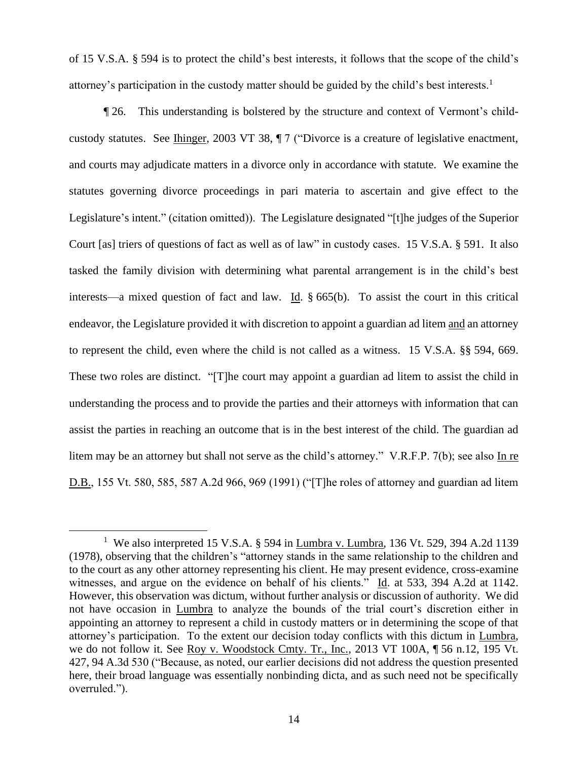of 15 V.S.A. § 594 is to protect the child's best interests, it follows that the scope of the child's attorney's participation in the custody matter should be guided by the child's best interests.[1]

¶ 26. This understanding is bolstered by the structure and context of Vermont's child-custody statutes. See Ihinger, 2003 VT 38, ¶ 7 ("Divorce is a creature of legislative enactment, and courts may adjudicate matters in a divorce only in accordance with statute. We examine the statutes governing divorce proceedings in pari materia to ascertain and give effect to the Legislature's intent." (citation omitted)). The Legislature designated "[t]he judges of the Superior Court [as] triers of questions of fact as well as of law" in custody cases. 15 V.S.A. § 591. It also tasked the family division with determining what parental arrangement is in the child's best interests—a mixed question of fact and law. Id. § 665(b). To assist the court in this critical endeavor, the Legislature provided it with discretion to appoint a guardian ad litem and an attorney to represent the child, even where the child is not called as a witness. 15 V.S.A. §§ 594, 669. These two roles are distinct. "[T]he court may appoint a guardian ad litem to assist the child in understanding the process and to provide the parties and their attorneys with information that can assist the parties in reaching an outcome that is in the best interest of the child. The guardian ad litem may be an attorney but shall not serve as the child's attorney." V.R.F.P. 7(b); see also In re D.B., 155 Vt. 580, 585, 587 A.2d 966, 969 (1991) ("[T]he roles of attorney and guardian ad litem

---

[1] We also interpreted 15 V.S.A. § 594 in Lumbra v. Lumbra, 136 Vt. 529, 394 A.2d 1139 (1978), observing that the children's "attorney stands in the same relationship to the children and to the court as any other attorney representing his client. He may present evidence, cross-examine witnesses, and argue on the evidence on behalf of his clients." Id. at 533, 394 A.2d at 1142. However, this observation was dictum, without further analysis or discussion of authority. We did not have occasion in Lumbra to analyze the bounds of the trial court's discretion either in appointing an attorney to represent a child in custody matters or in determining the scope of that attorney's participation. To the extent our decision today conflicts with this dictum in Lumbra, we do not follow it. See Roy v. Woodstock Cmty. Tr., Inc., 2013 VT 100A, ¶ 56 n.12, 195 Vt. 427, 94 A.3d 530 ("Because, as noted, our earlier decisions did not address the question presented here, their broad language was essentially nonbinding dicta, and as such need not be specifically overruled.").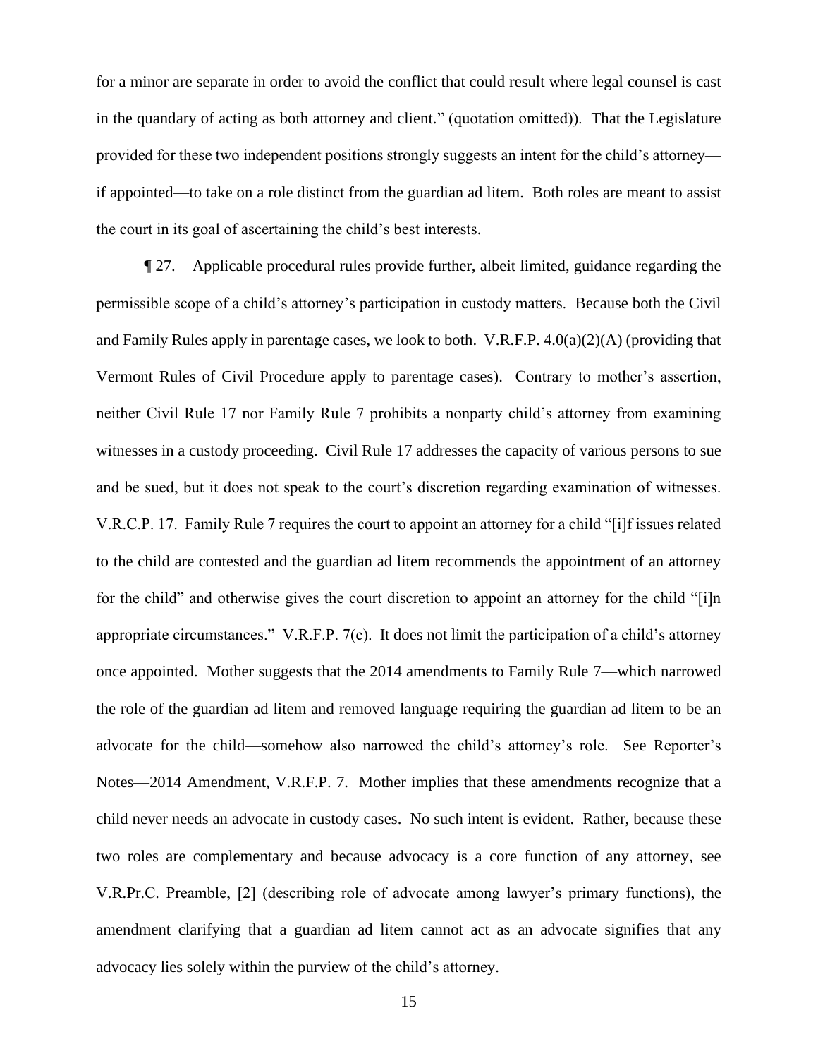for a minor are separate in order to avoid the conflict that could result where legal counsel is cast in the quandary of acting as both attorney and client." (quotation omitted)). That the Legislature provided for these two independent positions strongly suggests an intent for the child's attorney—if appointed—to take on a role distinct from the guardian ad litem. Both roles are meant to assist the court in its goal of ascertaining the child's best interests.

¶ 27. Applicable procedural rules provide further, albeit limited, guidance regarding the permissible scope of a child's attorney's participation in custody matters. Because both the Civil and Family Rules apply in parentage cases, we look to both. V.R.F.P. 4.0(a)(2)(A) (providing that Vermont Rules of Civil Procedure apply to parentage cases). Contrary to mother's assertion, neither Civil Rule 17 nor Family Rule 7 prohibits a nonparty child's attorney from examining witnesses in a custody proceeding. Civil Rule 17 addresses the capacity of various persons to sue and be sued, but it does not speak to the court's discretion regarding examination of witnesses. V.R.C.P. 17. Family Rule 7 requires the court to appoint an attorney for a child "[i]f issues related to the child are contested and the guardian ad litem recommends the appointment of an attorney for the child" and otherwise gives the court discretion to appoint an attorney for the child "[i]n appropriate circumstances." V.R.F.P. 7(c). It does not limit the participation of a child's attorney once appointed. Mother suggests that the 2014 amendments to Family Rule 7—which narrowed the role of the guardian ad litem and removed language requiring the guardian ad litem to be an advocate for the child—somehow also narrowed the child's attorney's role. See Reporter's Notes—2014 Amendment, V.R.F.P. 7. Mother implies that these amendments recognize that a child never needs an advocate in custody cases. No such intent is evident. Rather, because these two roles are complementary and because advocacy is a core function of any attorney, see V.R.Pr.C. Preamble, [2] (describing role of advocate among lawyer's primary functions), the amendment clarifying that a guardian ad litem cannot act as an advocate signifies that any advocacy lies solely within the purview of the child's attorney.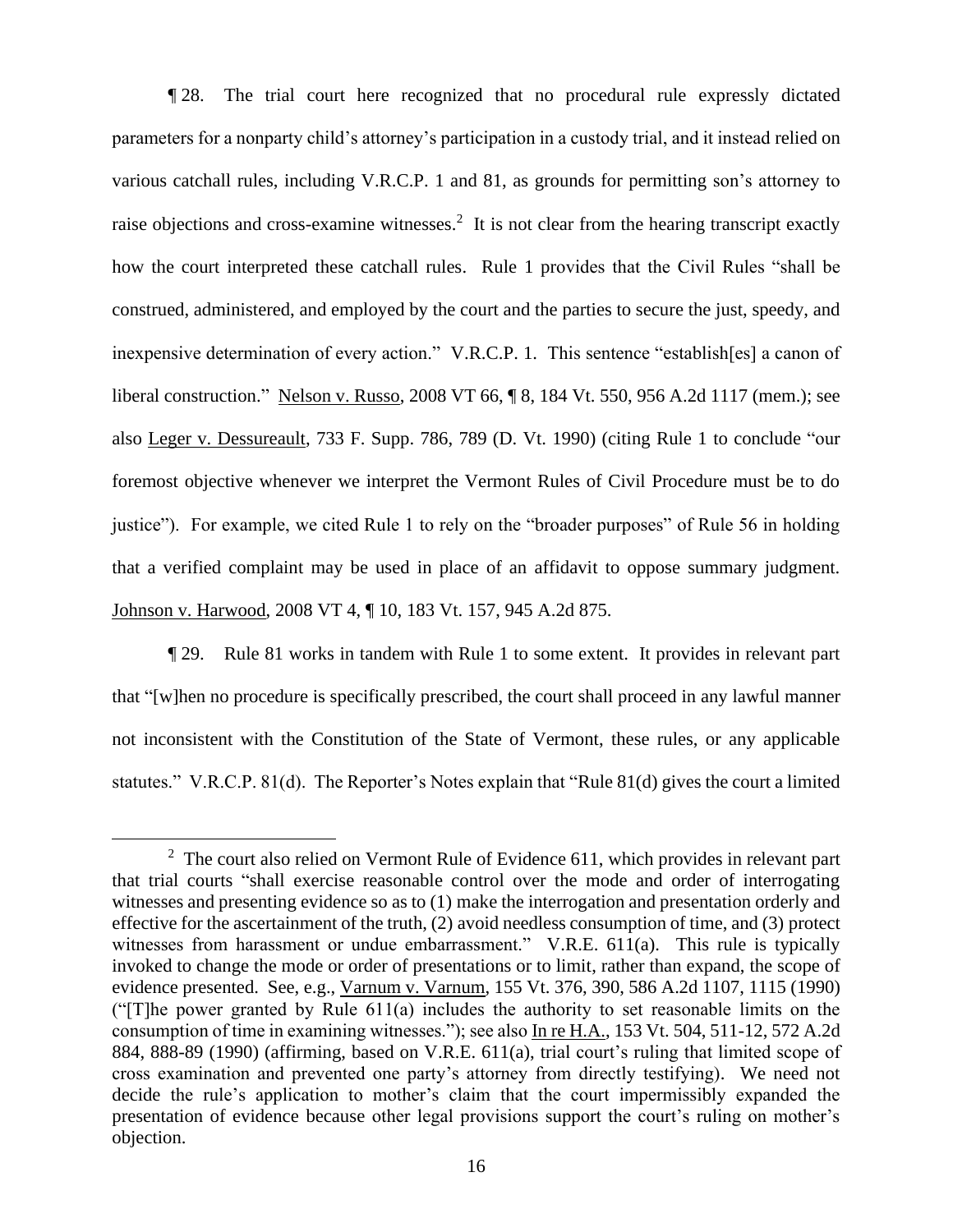¶ 28. The trial court here recognized that no procedural rule expressly dictated parameters for a nonparty child's attorney's participation in a custody trial, and it instead relied on various catchall rules, including V.R.C.P. 1 and 81, as grounds for permitting son's attorney to raise objections and cross-examine witnesses.[2] It is not clear from the hearing transcript exactly how the court interpreted these catchall rules. Rule 1 provides that the Civil Rules "shall be construed, administered, and employed by the court and the parties to secure the just, speedy, and inexpensive determination of every action." V.R.C.P. 1. This sentence "establish[es] a canon of liberal construction." Nelson v. Russo, 2008 VT 66, ¶ 8, 184 Vt. 550, 956 A.2d 1117 (mem.); see also Leger v. Dessureault, 733 F. Supp. 786, 789 (D. Vt. 1990) (citing Rule 1 to conclude "our foremost objective whenever we interpret the Vermont Rules of Civil Procedure must be to do justice"). For example, we cited Rule 1 to rely on the "broader purposes" of Rule 56 in holding that a verified complaint may be used in place of an affidavit to oppose summary judgment. Johnson v. Harwood, 2008 VT 4, ¶ 10, 183 Vt. 157, 945 A.2d 875.

¶ 29. Rule 81 works in tandem with Rule 1 to some extent. It provides in relevant part that "[w]hen no procedure is specifically prescribed, the court shall proceed in any lawful manner not inconsistent with the Constitution of the State of Vermont, these rules, or any applicable statutes." V.R.C.P. 81(d). The Reporter's Notes explain that "Rule 81(d) gives the court a limited

---

[2] The court also relied on Vermont Rule of Evidence 611, which provides in relevant part that trial courts "shall exercise reasonable control over the mode and order of interrogating witnesses and presenting evidence so as to (1) make the interrogation and presentation orderly and effective for the ascertainment of the truth, (2) avoid needless consumption of time, and (3) protect witnesses from harassment or undue embarrassment." V.R.E. 611(a). This rule is typically invoked to change the mode or order of presentations or to limit, rather than expand, the scope of evidence presented. See, e.g., Varnum v. Varnum, 155 Vt. 376, 390, 586 A.2d 1107, 1115 (1990) ("[T]he power granted by Rule 611(a) includes the authority to set reasonable limits on the consumption of time in examining witnesses."); see also In re H.A., 153 Vt. 504, 511-12, 572 A.2d 884, 888-89 (1990) (affirming, based on V.R.E. 611(a), trial court's ruling that limited scope of cross examination and prevented one party's attorney from directly testifying). We need not decide the rule's application to mother's claim that the court impermissibly expanded the presentation of evidence because other legal provisions support the court's ruling on mother's objection.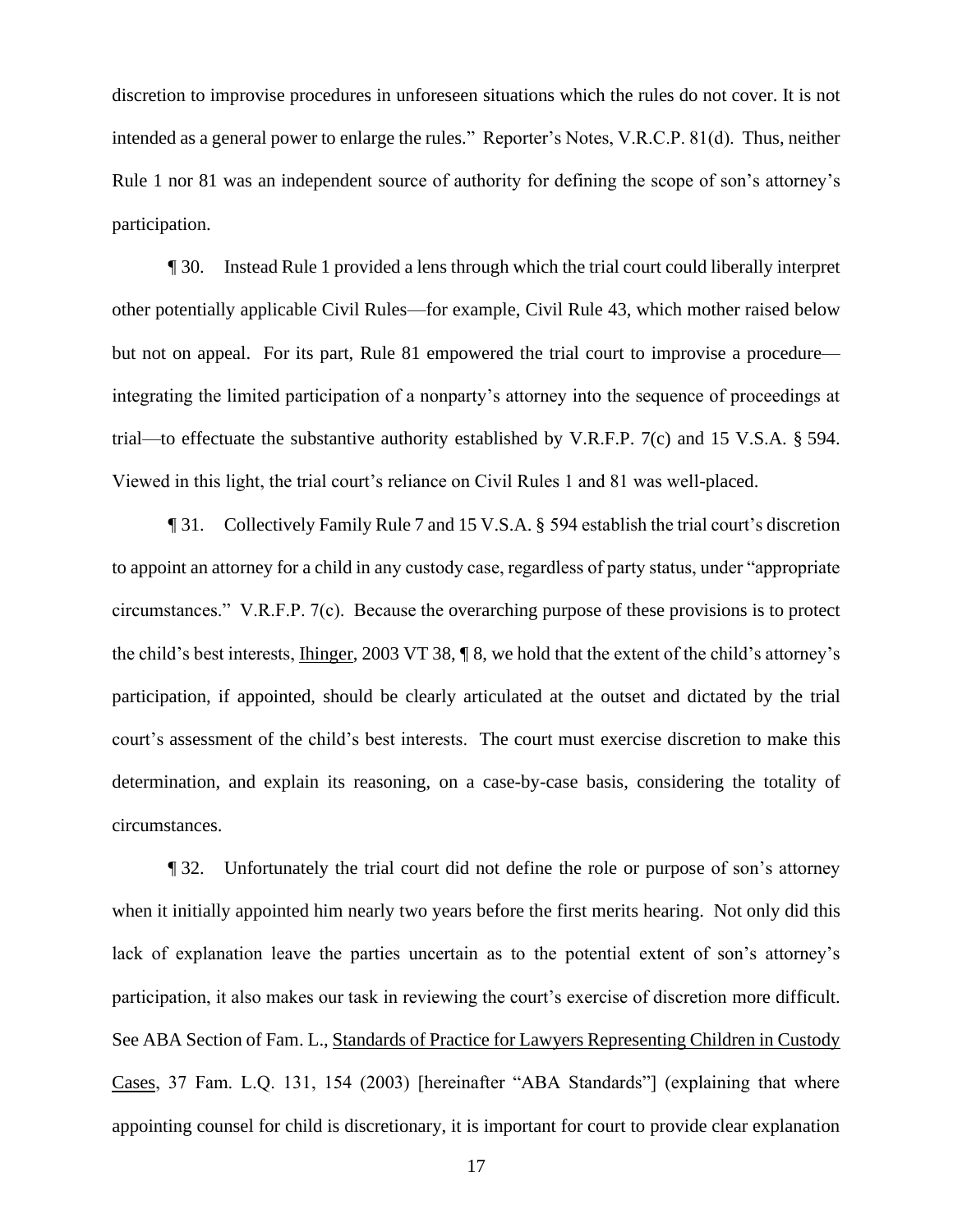discretion to improvise procedures in unforeseen situations which the rules do not cover. It is not intended as a general power to enlarge the rules." Reporter's Notes, V.R.C.P. 81(d). Thus, neither Rule 1 nor 81 was an independent source of authority for defining the scope of son's attorney's participation.

¶ 30. Instead Rule 1 provided a lens through which the trial court could liberally interpret other potentially applicable Civil Rules—for example, Civil Rule 43, which mother raised below but not on appeal. For its part, Rule 81 empowered the trial court to improvise a procedure—integrating the limited participation of a nonparty's attorney into the sequence of proceedings at trial—to effectuate the substantive authority established by V.R.F.P. 7(c) and 15 V.S.A. § 594. Viewed in this light, the trial court's reliance on Civil Rules 1 and 81 was well-placed.

¶ 31. Collectively Family Rule 7 and 15 V.S.A. § 594 establish the trial court's discretion to appoint an attorney for a child in any custody case, regardless of party status, under "appropriate circumstances." V.R.F.P. 7(c). Because the overarching purpose of these provisions is to protect the child's best interests, Ihinger, 2003 VT 38, ¶ 8, we hold that the extent of the child's attorney's participation, if appointed, should be clearly articulated at the outset and dictated by the trial court's assessment of the child's best interests. The court must exercise discretion to make this determination, and explain its reasoning, on a case-by-case basis, considering the totality of circumstances.

¶ 32. Unfortunately the trial court did not define the role or purpose of son's attorney when it initially appointed him nearly two years before the first merits hearing. Not only did this lack of explanation leave the parties uncertain as to the potential extent of son's attorney's participation, it also makes our task in reviewing the court's exercise of discretion more difficult. See ABA Section of Fam. L., Standards of Practice for Lawyers Representing Children in Custody Cases, 37 Fam. L.Q. 131, 154 (2003) [hereinafter "ABA Standards"] (explaining that where appointing counsel for child is discretionary, it is important for court to provide clear explanation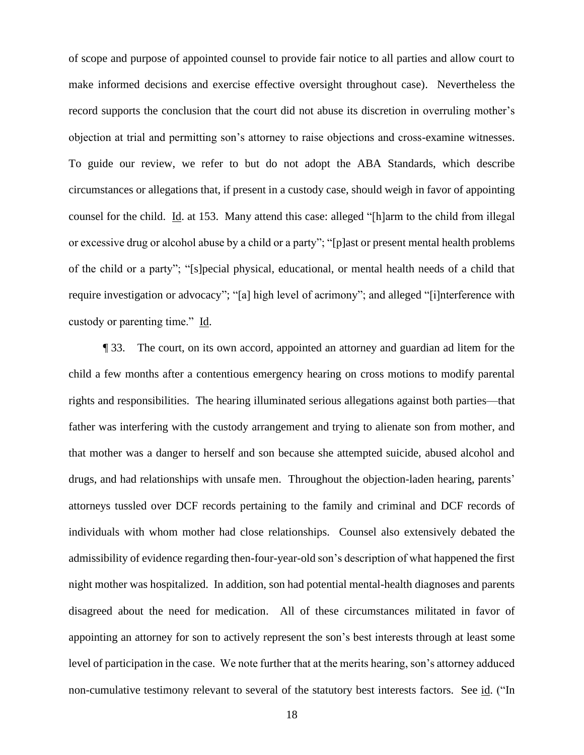of scope and purpose of appointed counsel to provide fair notice to all parties and allow court to make informed decisions and exercise effective oversight throughout case). Nevertheless the record supports the conclusion that the court did not abuse its discretion in overruling mother's objection at trial and permitting son's attorney to raise objections and cross-examine witnesses. To guide our review, we refer to but do not adopt the ABA Standards, which describe circumstances or allegations that, if present in a custody case, should weigh in favor of appointing counsel for the child. Id. at 153. Many attend this case: alleged "[h]arm to the child from illegal or excessive drug or alcohol abuse by a child or a party"; "[p]ast or present mental health problems of the child or a party"; "[s]pecial physical, educational, or mental health needs of a child that require investigation or advocacy"; "[a] high level of acrimony"; and alleged "[i]nterference with custody or parenting time." Id.

¶ 33. The court, on its own accord, appointed an attorney and guardian ad litem for the child a few months after a contentious emergency hearing on cross motions to modify parental rights and responsibilities. The hearing illuminated serious allegations against both parties—that father was interfering with the custody arrangement and trying to alienate son from mother, and that mother was a danger to herself and son because she attempted suicide, abused alcohol and drugs, and had relationships with unsafe men. Throughout the objection-laden hearing, parents' attorneys tussled over DCF records pertaining to the family and criminal and DCF records of individuals with whom mother had close relationships. Counsel also extensively debated the admissibility of evidence regarding then-four-year-old son's description of what happened the first night mother was hospitalized. In addition, son had potential mental-health diagnoses and parents disagreed about the need for medication. All of these circumstances militated in favor of appointing an attorney for son to actively represent the son's best interests through at least some level of participation in the case. We note further that at the merits hearing, son's attorney adduced non-cumulative testimony relevant to several of the statutory best interests factors. See id. ("In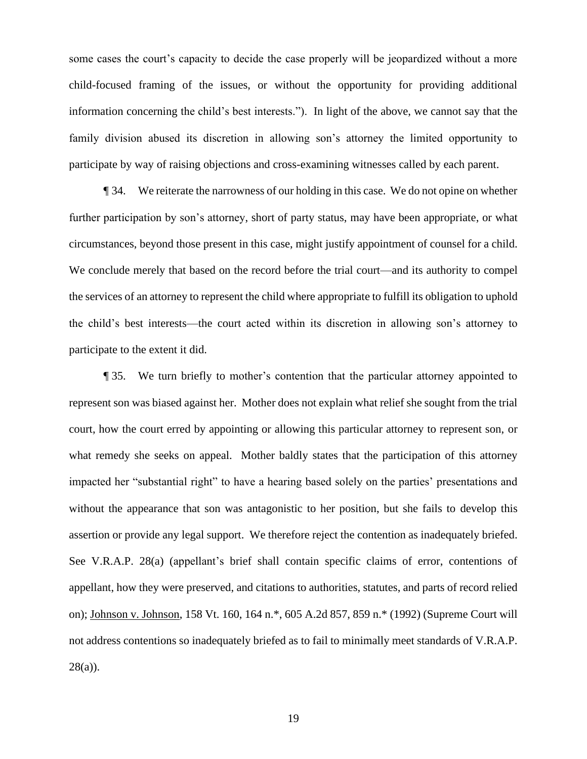some cases the court's capacity to decide the case properly will be jeopardized without a more child-focused framing of the issues, or without the opportunity for providing additional information concerning the child's best interests."). In light of the above, we cannot say that the family division abused its discretion in allowing son's attorney the limited opportunity to participate by way of raising objections and cross-examining witnesses called by each parent.

¶ 34. We reiterate the narrowness of our holding in this case. We do not opine on whether further participation by son's attorney, short of party status, may have been appropriate, or what circumstances, beyond those present in this case, might justify appointment of counsel for a child. We conclude merely that based on the record before the trial court—and its authority to compel the services of an attorney to represent the child where appropriate to fulfill its obligation to uphold the child's best interests—the court acted within its discretion in allowing son's attorney to participate to the extent it did.

¶ 35. We turn briefly to mother's contention that the particular attorney appointed to represent son was biased against her. Mother does not explain what relief she sought from the trial court, how the court erred by appointing or allowing this particular attorney to represent son, or what remedy she seeks on appeal. Mother baldly states that the participation of this attorney impacted her "substantial right" to have a hearing based solely on the parties' presentations and without the appearance that son was antagonistic to her position, but she fails to develop this assertion or provide any legal support. We therefore reject the contention as inadequately briefed. See V.R.A.P. 28(a) (appellant's brief shall contain specific claims of error, contentions of appellant, how they were preserved, and citations to authorities, statutes, and parts of record relied on); Johnson v. Johnson, 158 Vt. 160, 164 n.*, 605 A.2d 857, 859 n.* (1992) (Supreme Court will not address contentions so inadequately briefed as to fail to minimally meet standards of V.R.A.P. 28(a)).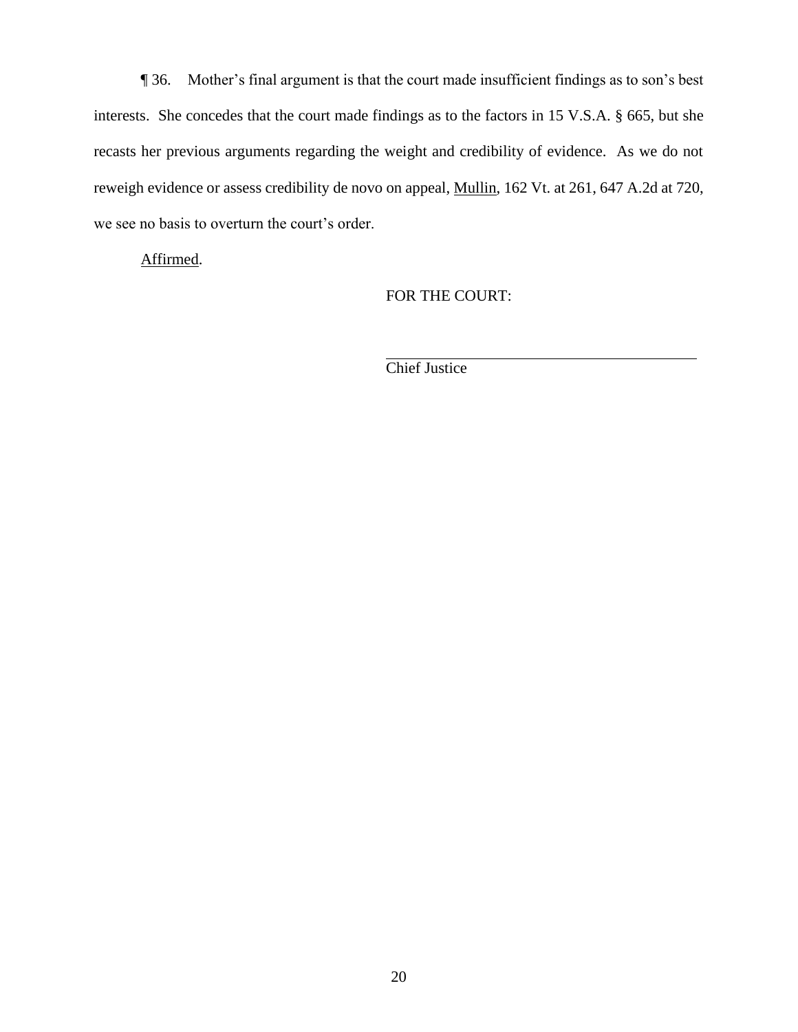¶ 36. Mother's final argument is that the court made insufficient findings as to son's best interests. She concedes that the court made findings as to the factors in 15 V.S.A. § 665, but she recasts her previous arguments regarding the weight and credibility of evidence. As we do not reweigh evidence or assess credibility de novo on appeal, Mullin, 162 Vt. at 261, 647 A.2d at 720, we see no basis to overturn the court's order.

Affirmed.

FOR THE COURT:

\_\_\_\_\_\_\_\_\_\_\_\_\_\_\_\_\_\_\_\_\_\_\_\_\_\_\_\_\_\_\_\_\_\_\_\_\_\_\_\_

Chief Justice